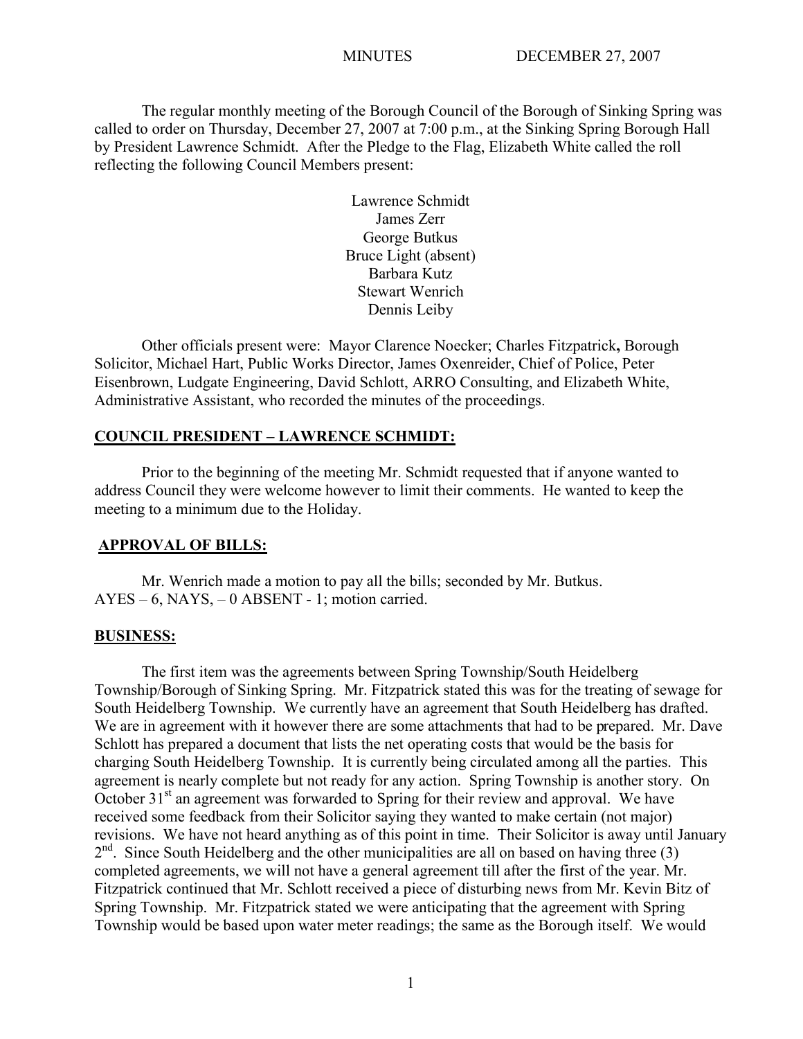MINUTES DECEMBER 27, 2007

The regular monthly meeting of the Borough Council of the Borough of Sinking Spring was called to order on Thursday, December 27, 2007 at 7:00 p.m., at the Sinking Spring Borough Hall by President Lawrence Schmidt. After the Pledge to the Flag, Elizabeth White called the roll reflecting the following Council Members present:

Lawrence Schmidt
James Zerr
George Butkus
Bruce Light (absent)
Barbara Kutz
Stewart Wenrich
Dennis Leiby

Other officials present were: Mayor Clarence Noecker; Charles Fitzpatrick**,** Borough Solicitor, Michael Hart, Public Works Director, James Oxenreider, Chief of Police, Peter Eisenbrown, Ludgate Engineering, David Schlott, ARRO Consulting, and Elizabeth White, Administrative Assistant, who recorded the minutes of the proceedings.

## COUNCIL PRESIDENT – LAWRENCE SCHMIDT:

Prior to the beginning of the meeting Mr. Schmidt requested that if anyone wanted to address Council they were welcome however to limit their comments. He wanted to keep the meeting to a minimum due to the Holiday.

## APPROVAL OF BILLS:

Mr. Wenrich made a motion to pay all the bills; seconded by Mr. Butkus.
AYES – 6, NAYS, – 0 ABSENT - 1; motion carried.

## BUSINESS:

The first item was the agreements between Spring Township/South Heidelberg Township/Borough of Sinking Spring. Mr. Fitzpatrick stated this was for the treating of sewage for South Heidelberg Township. We currently have an agreement that South Heidelberg has drafted. We are in agreement with it however there are some attachments that had to be prepared. Mr. Dave Schlott has prepared a document that lists the net operating costs that would be the basis for charging South Heidelberg Township. It is currently being circulated among all the parties. This agreement is nearly complete but not ready for any action. Spring Township is another story. On October 31st an agreement was forwarded to Spring for their review and approval. We have received some feedback from their Solicitor saying they wanted to make certain (not major) revisions. We have not heard anything as of this point in time. Their Solicitor is away until January 2nd. Since South Heidelberg and the other municipalities are all on based on having three (3) completed agreements, we will not have a general agreement till after the first of the year. Mr. Fitzpatrick continued that Mr. Schlott received a piece of disturbing news from Mr. Kevin Bitz of Spring Township. Mr. Fitzpatrick stated we were anticipating that the agreement with Spring Township would be based upon water meter readings; the same as the Borough itself. We would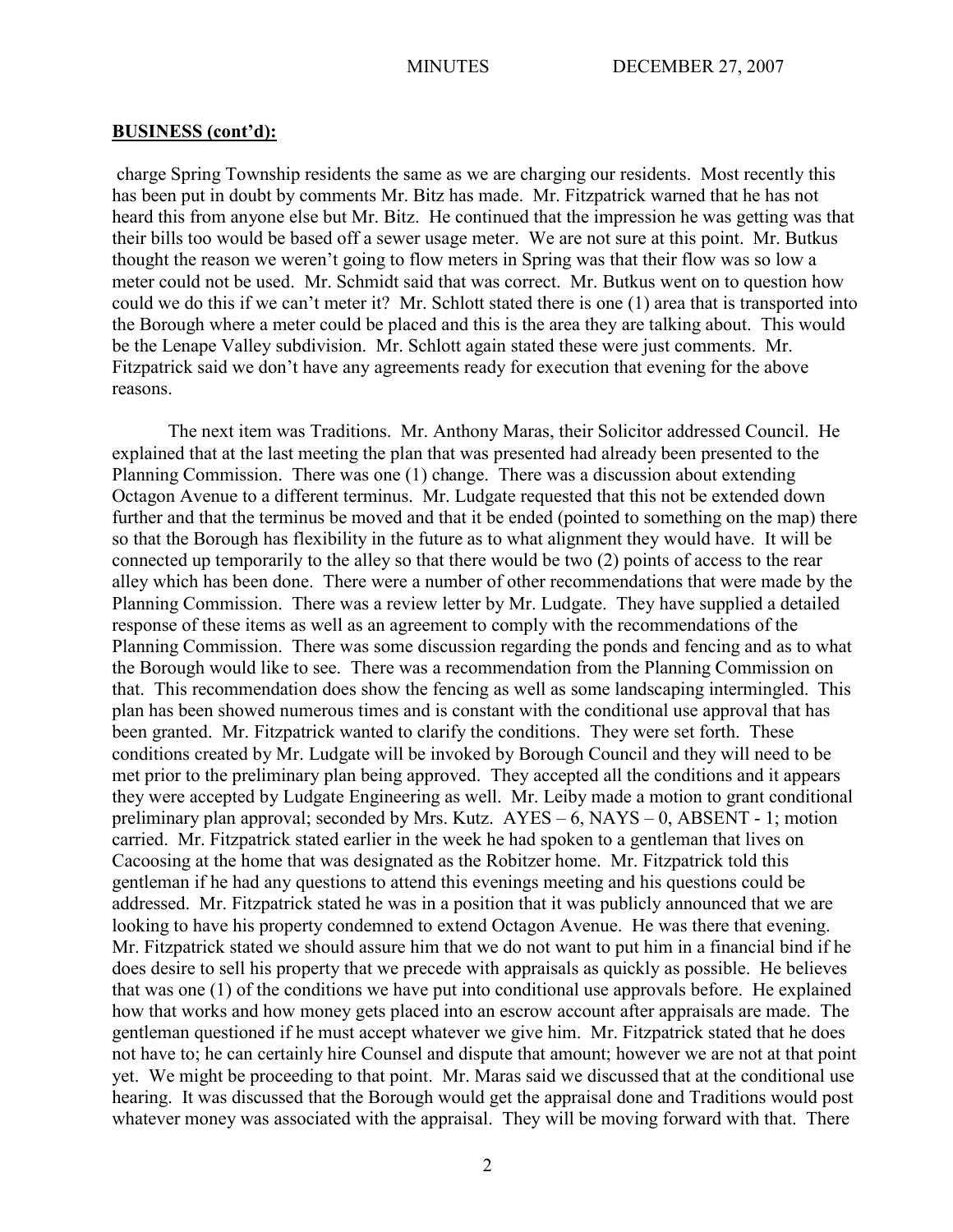## BUSINESS (cont'd):

charge Spring Township residents the same as we are charging our residents. Most recently this has been put in doubt by comments Mr. Bitz has made. Mr. Fitzpatrick warned that he has not heard this from anyone else but Mr. Bitz. He continued that the impression he was getting was that their bills too would be based off a sewer usage meter. We are not sure at this point. Mr. Butkus thought the reason we weren't going to flow meters in Spring was that their flow was so low a meter could not be used. Mr. Schmidt said that was correct. Mr. Butkus went on to question how could we do this if we can't meter it? Mr. Schlott stated there is one (1) area that is transported into the Borough where a meter could be placed and this is the area they are talking about. This would be the Lenape Valley subdivision. Mr. Schlott again stated these were just comments. Mr. Fitzpatrick said we don't have any agreements ready for execution that evening for the above reasons.

The next item was Traditions. Mr. Anthony Maras, their Solicitor addressed Council. He explained that at the last meeting the plan that was presented had already been presented to the Planning Commission. There was one (1) change. There was a discussion about extending Octagon Avenue to a different terminus. Mr. Ludgate requested that this not be extended down further and that the terminus be moved and that it be ended (pointed to something on the map) there so that the Borough has flexibility in the future as to what alignment they would have. It will be connected up temporarily to the alley so that there would be two (2) points of access to the rear alley which has been done. There were a number of other recommendations that were made by the Planning Commission. There was a review letter by Mr. Ludgate. They have supplied a detailed response of these items as well as an agreement to comply with the recommendations of the Planning Commission. There was some discussion regarding the ponds and fencing and as to what the Borough would like to see. There was a recommendation from the Planning Commission on that. This recommendation does show the fencing as well as some landscaping intermingled. This plan has been showed numerous times and is constant with the conditional use approval that has been granted. Mr. Fitzpatrick wanted to clarify the conditions. They were set forth. These conditions created by Mr. Ludgate will be invoked by Borough Council and they will need to be met prior to the preliminary plan being approved. They accepted all the conditions and it appears they were accepted by Ludgate Engineering as well. Mr. Leiby made a motion to grant conditional preliminary plan approval; seconded by Mrs. Kutz. AYES – 6, NAYS – 0, ABSENT - 1; motion carried. Mr. Fitzpatrick stated earlier in the week he had spoken to a gentleman that lives on Cacoosing at the home that was designated as the Robitzer home. Mr. Fitzpatrick told this gentleman if he had any questions to attend this evenings meeting and his questions could be addressed. Mr. Fitzpatrick stated he was in a position that it was publicly announced that we are looking to have his property condemned to extend Octagon Avenue. He was there that evening. Mr. Fitzpatrick stated we should assure him that we do not want to put him in a financial bind if he does desire to sell his property that we precede with appraisals as quickly as possible. He believes that was one (1) of the conditions we have put into conditional use approvals before. He explained how that works and how money gets placed into an escrow account after appraisals are made. The gentleman questioned if he must accept whatever we give him. Mr. Fitzpatrick stated that he does not have to; he can certainly hire Counsel and dispute that amount; however we are not at that point yet. We might be proceeding to that point. Mr. Maras said we discussed that at the conditional use hearing. It was discussed that the Borough would get the appraisal done and Traditions would post whatever money was associated with the appraisal. They will be moving forward with that. There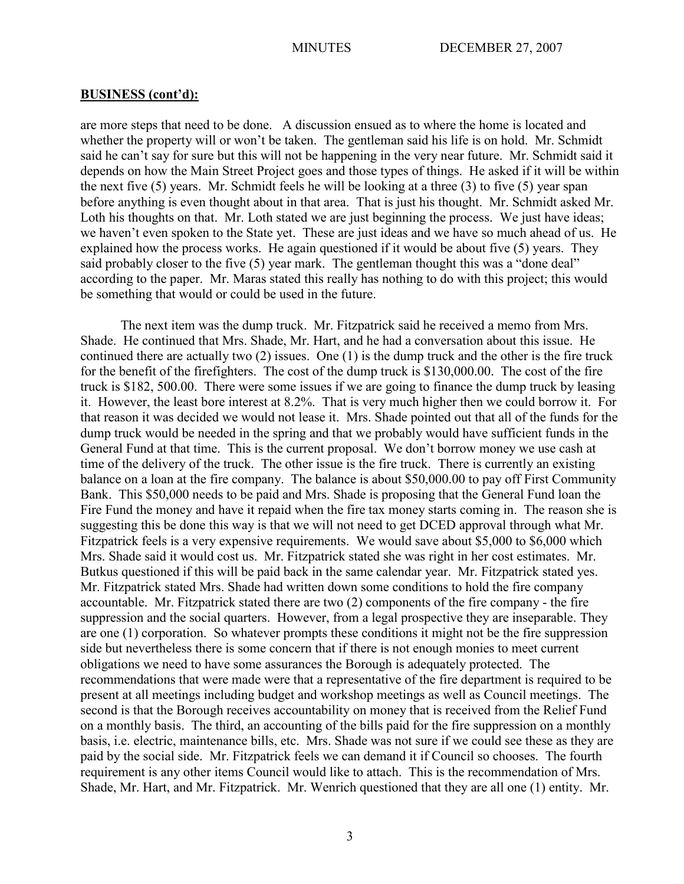**BUSINESS (cont'd):**

are more steps that need to be done. A discussion ensued as to where the home is located and whether the property will or won't be taken. The gentleman said his life is on hold. Mr. Schmidt said he can't say for sure but this will not be happening in the very near future. Mr. Schmidt said it depends on how the Main Street Project goes and those types of things. He asked if it will be within the next five (5) years. Mr. Schmidt feels he will be looking at a three (3) to five (5) year span before anything is even thought about in that area. That is just his thought. Mr. Schmidt asked Mr. Loth his thoughts on that. Mr. Loth stated we are just beginning the process. We just have ideas; we haven't even spoken to the State yet. These are just ideas and we have so much ahead of us. He explained how the process works. He again questioned if it would be about five (5) years. They said probably closer to the five (5) year mark. The gentleman thought this was a "done deal" according to the paper. Mr. Maras stated this really has nothing to do with this project; this would be something that would or could be used in the future.

The next item was the dump truck. Mr. Fitzpatrick said he received a memo from Mrs. Shade. He continued that Mrs. Shade, Mr. Hart, and he had a conversation about this issue. He continued there are actually two (2) issues. One (1) is the dump truck and the other is the fire truck for the benefit of the firefighters. The cost of the dump truck is $130,000.00. The cost of the fire truck is $182, 500.00. There were some issues if we are going to finance the dump truck by leasing it. However, the least bore interest at 8.2%. That is very much higher then we could borrow it. For that reason it was decided we would not lease it. Mrs. Shade pointed out that all of the funds for the dump truck would be needed in the spring and that we probably would have sufficient funds in the General Fund at that time. This is the current proposal. We don't borrow money we use cash at time of the delivery of the truck. The other issue is the fire truck. There is currently an existing balance on a loan at the fire company. The balance is about $50,000.00 to pay off First Community Bank. This $50,000 needs to be paid and Mrs. Shade is proposing that the General Fund loan the Fire Fund the money and have it repaid when the fire tax money starts coming in. The reason she is suggesting this be done this way is that we will not need to get DCED approval through what Mr. Fitzpatrick feels is a very expensive requirements. We would save about $5,000 to $6,000 which Mrs. Shade said it would cost us. Mr. Fitzpatrick stated she was right in her cost estimates. Mr. Butkus questioned if this will be paid back in the same calendar year. Mr. Fitzpatrick stated yes. Mr. Fitzpatrick stated Mrs. Shade had written down some conditions to hold the fire company accountable. Mr. Fitzpatrick stated there are two (2) components of the fire company - the fire suppression and the social quarters. However, from a legal prospective they are inseparable. They are one (1) corporation. So whatever prompts these conditions it might not be the fire suppression side but nevertheless there is some concern that if there is not enough monies to meet current obligations we need to have some assurances the Borough is adequately protected. The recommendations that were made were that a representative of the fire department is required to be present at all meetings including budget and workshop meetings as well as Council meetings. The second is that the Borough receives accountability on money that is received from the Relief Fund on a monthly basis. The third, an accounting of the bills paid for the fire suppression on a monthly basis, i.e. electric, maintenance bills, etc. Mrs. Shade was not sure if we could see these as they are paid by the social side. Mr. Fitzpatrick feels we can demand it if Council so chooses. The fourth requirement is any other items Council would like to attach. This is the recommendation of Mrs. Shade, Mr. Hart, and Mr. Fitzpatrick. Mr. Wenrich questioned that they are all one (1) entity. Mr.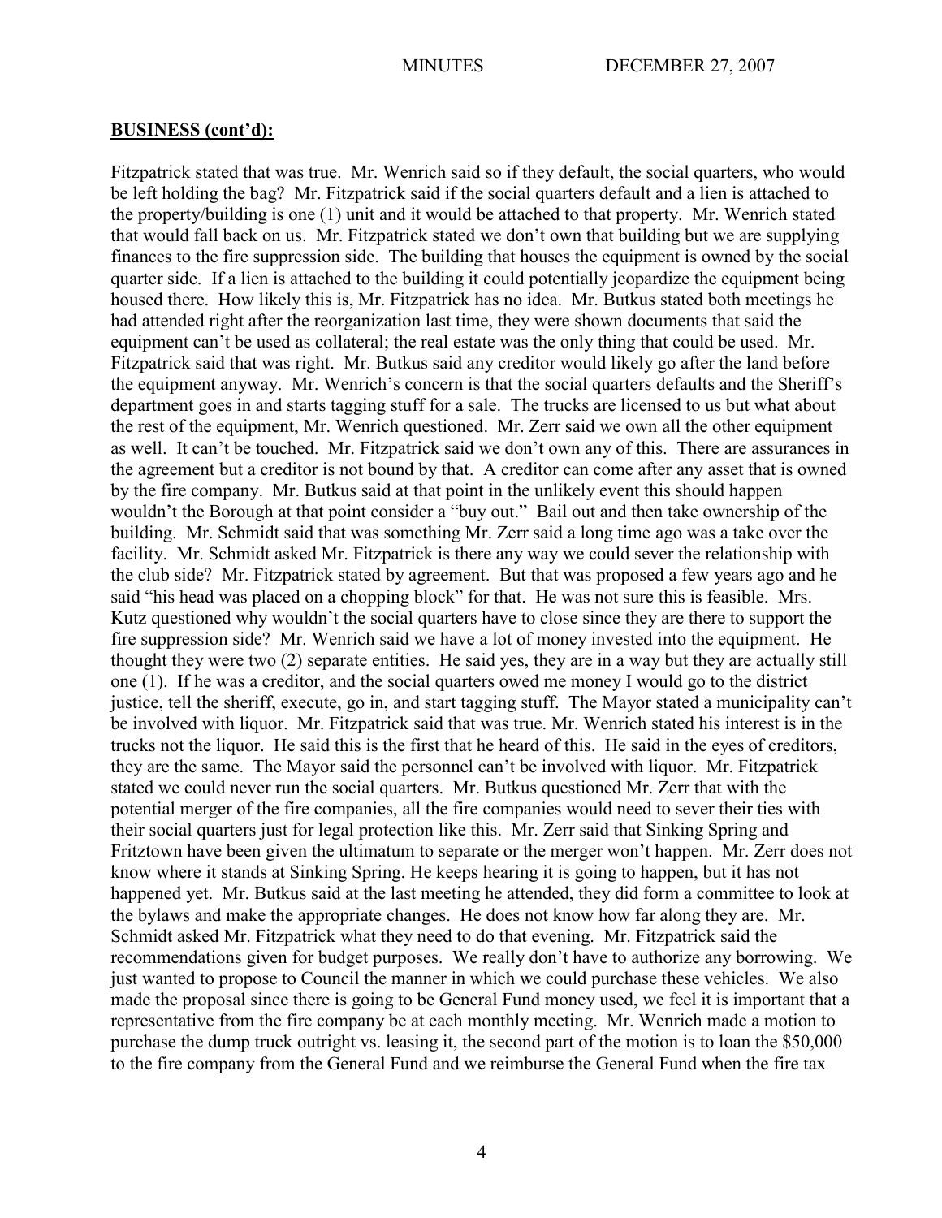**BUSINESS (cont'd):**

Fitzpatrick stated that was true. Mr. Wenrich said so if they default, the social quarters, who would be left holding the bag? Mr. Fitzpatrick said if the social quarters default and a lien is attached to the property/building is one (1) unit and it would be attached to that property. Mr. Wenrich stated that would fall back on us. Mr. Fitzpatrick stated we don't own that building but we are supplying finances to the fire suppression side. The building that houses the equipment is owned by the social quarter side. If a lien is attached to the building it could potentially jeopardize the equipment being housed there. How likely this is, Mr. Fitzpatrick has no idea. Mr. Butkus stated both meetings he had attended right after the reorganization last time, they were shown documents that said the equipment can't be used as collateral; the real estate was the only thing that could be used. Mr. Fitzpatrick said that was right. Mr. Butkus said any creditor would likely go after the land before the equipment anyway. Mr. Wenrich's concern is that the social quarters defaults and the Sheriff's department goes in and starts tagging stuff for a sale. The trucks are licensed to us but what about the rest of the equipment, Mr. Wenrich questioned. Mr. Zerr said we own all the other equipment as well. It can't be touched. Mr. Fitzpatrick said we don't own any of this. There are assurances in the agreement but a creditor is not bound by that. A creditor can come after any asset that is owned by the fire company. Mr. Butkus said at that point in the unlikely event this should happen wouldn't the Borough at that point consider a "buy out." Bail out and then take ownership of the building. Mr. Schmidt said that was something Mr. Zerr said a long time ago was a take over the facility. Mr. Schmidt asked Mr. Fitzpatrick is there any way we could sever the relationship with the club side? Mr. Fitzpatrick stated by agreement. But that was proposed a few years ago and he said "his head was placed on a chopping block" for that. He was not sure this is feasible. Mrs. Kutz questioned why wouldn't the social quarters have to close since they are there to support the fire suppression side? Mr. Wenrich said we have a lot of money invested into the equipment. He thought they were two (2) separate entities. He said yes, they are in a way but they are actually still one (1). If he was a creditor, and the social quarters owed me money I would go to the district justice, tell the sheriff, execute, go in, and start tagging stuff. The Mayor stated a municipality can't be involved with liquor. Mr. Fitzpatrick said that was true. Mr. Wenrich stated his interest is in the trucks not the liquor. He said this is the first that he heard of this. He said in the eyes of creditors, they are the same. The Mayor said the personnel can't be involved with liquor. Mr. Fitzpatrick stated we could never run the social quarters. Mr. Butkus questioned Mr. Zerr that with the potential merger of the fire companies, all the fire companies would need to sever their ties with their social quarters just for legal protection like this. Mr. Zerr said that Sinking Spring and Fritztown have been given the ultimatum to separate or the merger won't happen. Mr. Zerr does not know where it stands at Sinking Spring. He keeps hearing it is going to happen, but it has not happened yet. Mr. Butkus said at the last meeting he attended, they did form a committee to look at the bylaws and make the appropriate changes. He does not know how far along they are. Mr. Schmidt asked Mr. Fitzpatrick what they need to do that evening. Mr. Fitzpatrick said the recommendations given for budget purposes. We really don't have to authorize any borrowing. We just wanted to propose to Council the manner in which we could purchase these vehicles. We also made the proposal since there is going to be General Fund money used, we feel it is important that a representative from the fire company be at each monthly meeting. Mr. Wenrich made a motion to purchase the dump truck outright vs. leasing it, the second part of the motion is to loan the $50,000 to the fire company from the General Fund and we reimburse the General Fund when the fire tax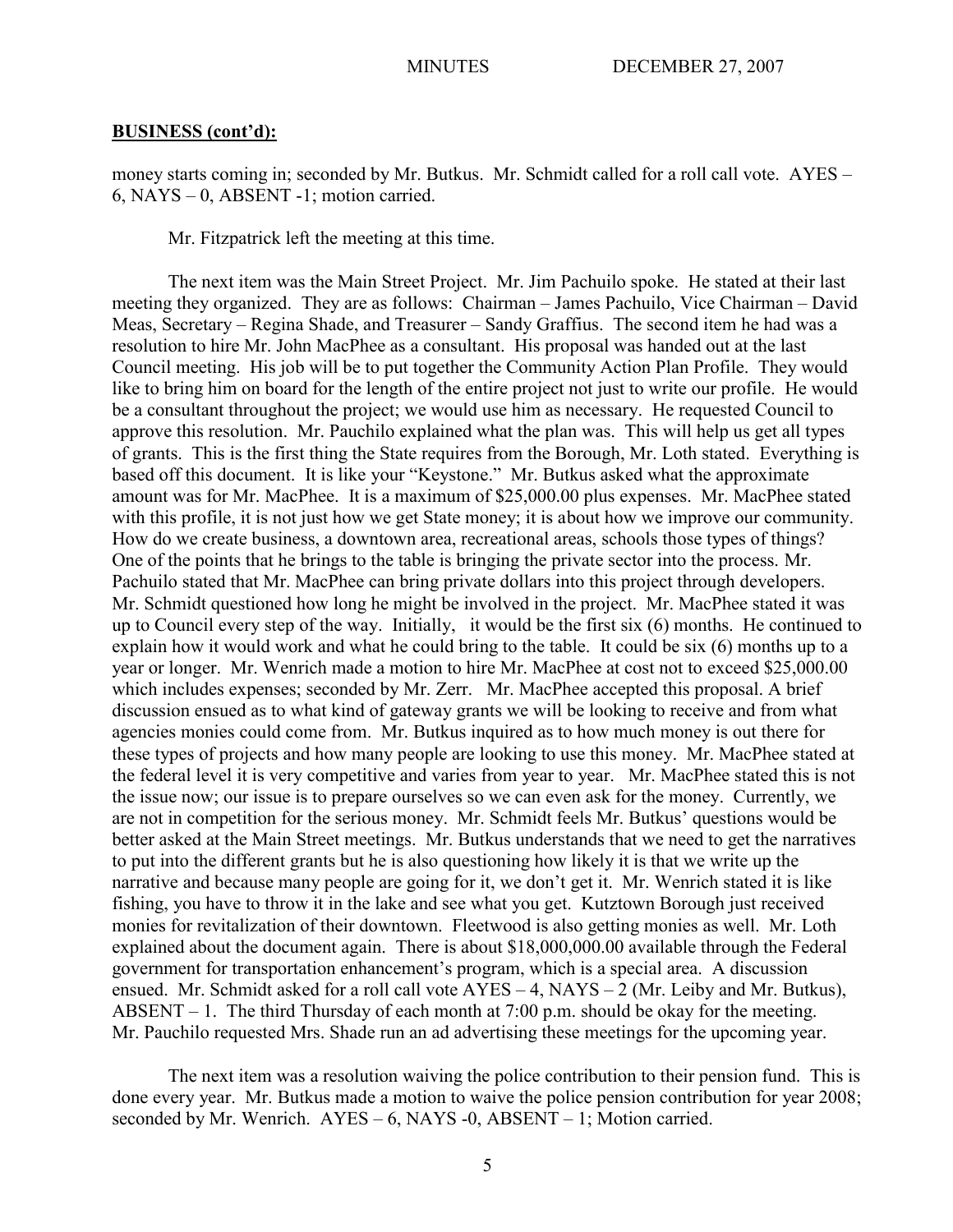**BUSINESS (cont'd):**

money starts coming in; seconded by Mr. Butkus. Mr. Schmidt called for a roll call vote. AYES – 6, NAYS – 0, ABSENT -1; motion carried.

Mr. Fitzpatrick left the meeting at this time.

The next item was the Main Street Project. Mr. Jim Pachuilo spoke. He stated at their last meeting they organized. They are as follows: Chairman – James Pachuilo, Vice Chairman – David Meas, Secretary – Regina Shade, and Treasurer – Sandy Graffius. The second item he had was a resolution to hire Mr. John MacPhee as a consultant. His proposal was handed out at the last Council meeting. His job will be to put together the Community Action Plan Profile. They would like to bring him on board for the length of the entire project not just to write our profile. He would be a consultant throughout the project; we would use him as necessary. He requested Council to approve this resolution. Mr. Pauchilo explained what the plan was. This will help us get all types of grants. This is the first thing the State requires from the Borough, Mr. Loth stated. Everything is based off this document. It is like your "Keystone." Mr. Butkus asked what the approximate amount was for Mr. MacPhee. It is a maximum of $25,000.00 plus expenses. Mr. MacPhee stated with this profile, it is not just how we get State money; it is about how we improve our community. How do we create business, a downtown area, recreational areas, schools those types of things? One of the points that he brings to the table is bringing the private sector into the process. Mr. Pachuilo stated that Mr. MacPhee can bring private dollars into this project through developers. Mr. Schmidt questioned how long he might be involved in the project. Mr. MacPhee stated it was up to Council every step of the way. Initially, it would be the first six (6) months. He continued to explain how it would work and what he could bring to the table. It could be six (6) months up to a year or longer. Mr. Wenrich made a motion to hire Mr. MacPhee at cost not to exceed $25,000.00 which includes expenses; seconded by Mr. Zerr. Mr. MacPhee accepted this proposal. A brief discussion ensued as to what kind of gateway grants we will be looking to receive and from what agencies monies could come from. Mr. Butkus inquired as to how much money is out there for these types of projects and how many people are looking to use this money. Mr. MacPhee stated at the federal level it is very competitive and varies from year to year. Mr. MacPhee stated this is not the issue now; our issue is to prepare ourselves so we can even ask for the money. Currently, we are not in competition for the serious money. Mr. Schmidt feels Mr. Butkus' questions would be better asked at the Main Street meetings. Mr. Butkus understands that we need to get the narratives to put into the different grants but he is also questioning how likely it is that we write up the narrative and because many people are going for it, we don't get it. Mr. Wenrich stated it is like fishing, you have to throw it in the lake and see what you get. Kutztown Borough just received monies for revitalization of their downtown. Fleetwood is also getting monies as well. Mr. Loth explained about the document again. There is about $18,000,000.00 available through the Federal government for transportation enhancement's program, which is a special area. A discussion ensued. Mr. Schmidt asked for a roll call vote AYES – 4, NAYS – 2 (Mr. Leiby and Mr. Butkus), ABSENT – 1. The third Thursday of each month at 7:00 p.m. should be okay for the meeting. Mr. Pauchilo requested Mrs. Shade run an ad advertising these meetings for the upcoming year.

The next item was a resolution waiving the police contribution to their pension fund. This is done every year. Mr. Butkus made a motion to waive the police pension contribution for year 2008; seconded by Mr. Wenrich. AYES – 6, NAYS -0, ABSENT – 1; Motion carried.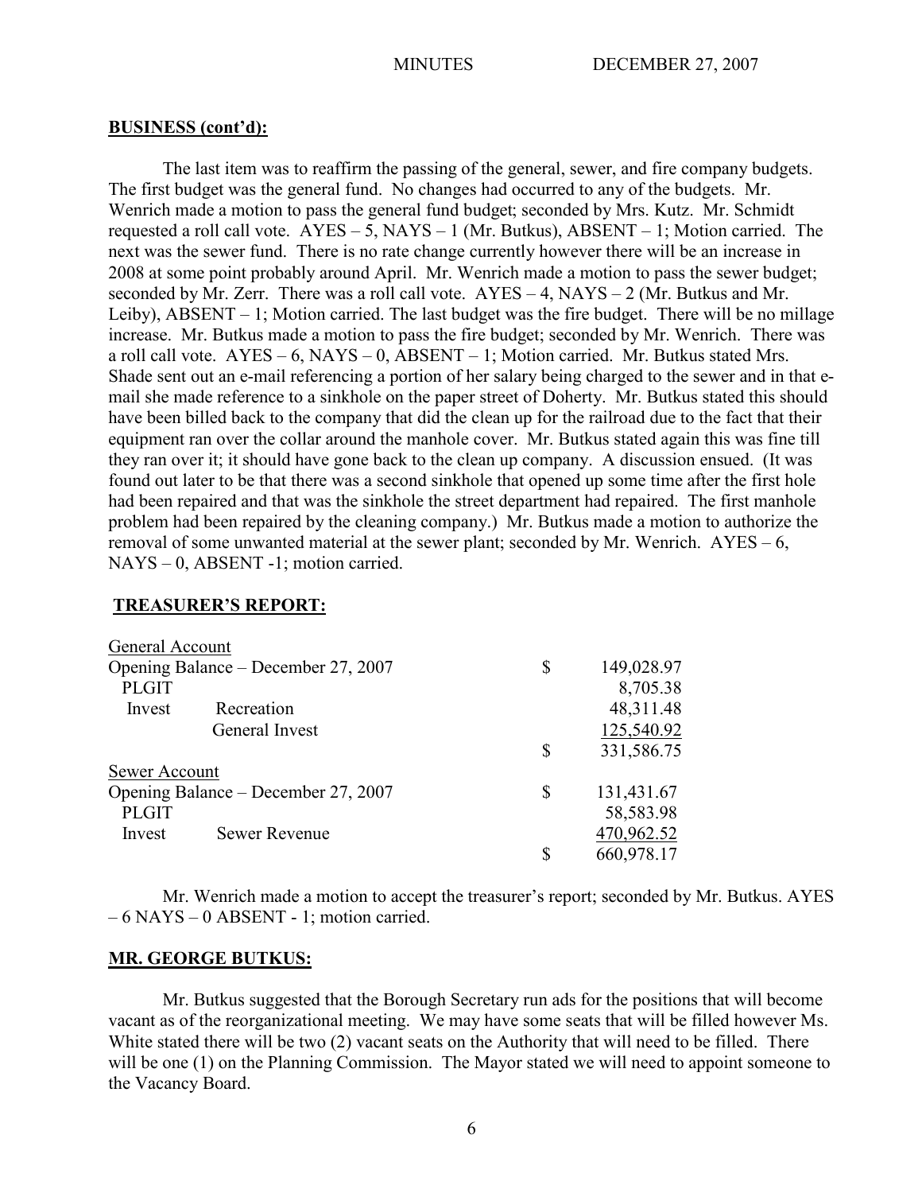**BUSINESS (cont'd):**

The last item was to reaffirm the passing of the general, sewer, and fire company budgets. The first budget was the general fund. No changes had occurred to any of the budgets. Mr. Wenrich made a motion to pass the general fund budget; seconded by Mrs. Kutz. Mr. Schmidt requested a roll call vote. AYES – 5, NAYS – 1 (Mr. Butkus), ABSENT – 1; Motion carried. The next was the sewer fund. There is no rate change currently however there will be an increase in 2008 at some point probably around April. Mr. Wenrich made a motion to pass the sewer budget; seconded by Mr. Zerr. There was a roll call vote. AYES – 4, NAYS – 2 (Mr. Butkus and Mr. Leiby), ABSENT – 1; Motion carried. The last budget was the fire budget. There will be no millage increase. Mr. Butkus made a motion to pass the fire budget; seconded by Mr. Wenrich. There was a roll call vote. AYES – 6, NAYS – 0, ABSENT – 1; Motion carried. Mr. Butkus stated Mrs. Shade sent out an e-mail referencing a portion of her salary being charged to the sewer and in that e-mail she made reference to a sinkhole on the paper street of Doherty. Mr. Butkus stated this should have been billed back to the company that did the clean up for the railroad due to the fact that their equipment ran over the collar around the manhole cover. Mr. Butkus stated again this was fine till they ran over it; it should have gone back to the clean up company. A discussion ensued. (It was found out later to be that there was a second sinkhole that opened up some time after the first hole had been repaired and that was the sinkhole the street department had repaired. The first manhole problem had been repaired by the cleaning company.) Mr. Butkus made a motion to authorize the removal of some unwanted material at the sewer plant; seconded by Mr. Wenrich. AYES – 6, NAYS – 0, ABSENT -1; motion carried.

**TREASURER'S REPORT:**

| | | | |
|---|---|---|---|
| General Account | | | |
| Opening Balance – December 27, 2007 | | $ | 149,028.97 |
| PLGIT | | | 8,705.38 |
| Invest | Recreation | | 48,311.48 |
| | General Invest | | 125,540.92 |
| | | $ | 331,586.75 |
| Sewer Account | | | |
| Opening Balance – December 27, 2007 | | $ | 131,431.67 |
| PLGIT | | | 58,583.98 |
| Invest | Sewer Revenue | | 470,962.52 |
| | | $ | 660,978.17 |

Mr. Wenrich made a motion to accept the treasurer's report; seconded by Mr. Butkus. AYES – 6 NAYS – 0 ABSENT - 1; motion carried.

**MR. GEORGE BUTKUS:**

Mr. Butkus suggested that the Borough Secretary run ads for the positions that will become vacant as of the reorganizational meeting. We may have some seats that will be filled however Ms. White stated there will be two (2) vacant seats on the Authority that will need to be filled. There will be one (1) on the Planning Commission. The Mayor stated we will need to appoint someone to the Vacancy Board.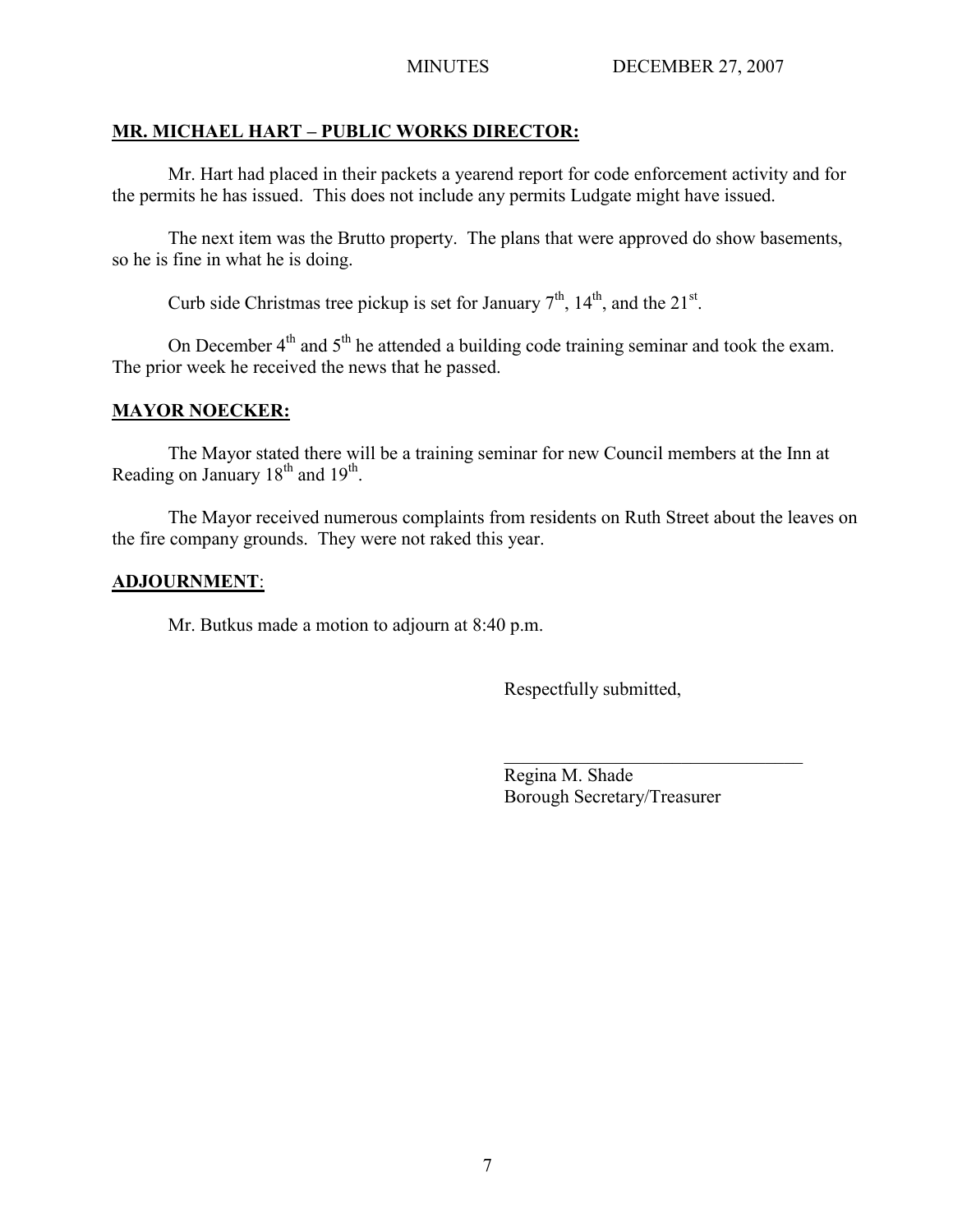**MR. MICHAEL HART – PUBLIC WORKS DIRECTOR:**

Mr. Hart had placed in their packets a yearend report for code enforcement activity and for the permits he has issued. This does not include any permits Ludgate might have issued.

The next item was the Brutto property. The plans that were approved do show basements, so he is fine in what he is doing.

Curb side Christmas tree pickup is set for January 7th, 14th, and the 21st.

On December 4th and 5th he attended a building code training seminar and took the exam. The prior week he received the news that he passed.

**MAYOR NOECKER:**

The Mayor stated there will be a training seminar for new Council members at the Inn at Reading on January 18th and 19th.

The Mayor received numerous complaints from residents on Ruth Street about the leaves on the fire company grounds. They were not raked this year.

**ADJOURNMENT**:

Mr. Butkus made a motion to adjourn at 8:40 p.m.

Respectfully submitted,

\_\_\_\_\_\_\_\_\_\_\_\_\_\_\_\_\_\_\_\_\_\_\_\_\_\_\_\_\_\_\_\_\_

Regina M. Shade
Borough Secretary/Treasurer